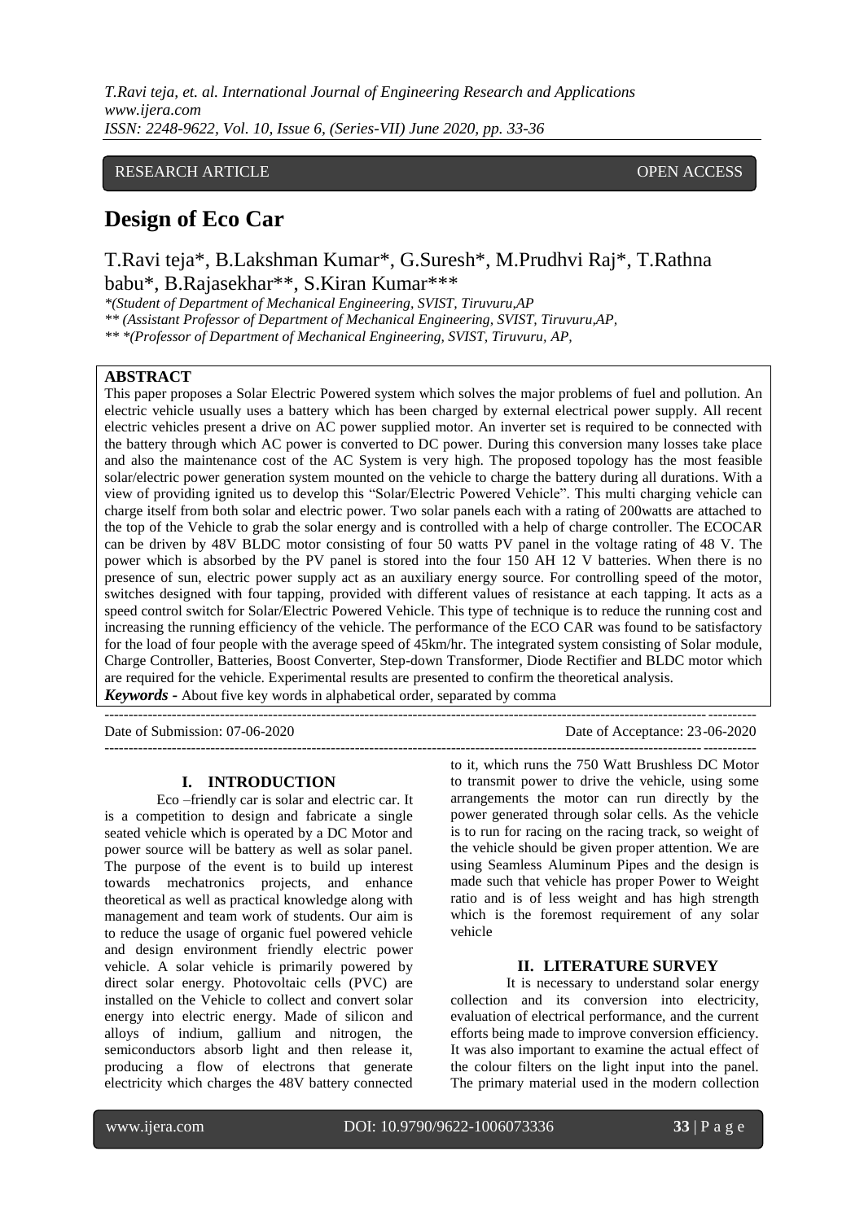RESEARCH ARTICLE OPEN ACCESS

# Design of Eco Car

T.Ravi teja*, B.Lakshman Kumar*, G.Suresh*, M.Prudhvi Raj*, T.Rathna babu*, B.Rajasekhar**, S.Kiran Kumar***

*(Student of Department of Mechanical Engineering, SVIST, Tiruvuru,AP

** (Assistant Professor of Department of Mechanical Engineering, SVIST, Tiruvuru,AP,

** *(Professor of Department of Mechanical Engineering, SVIST, Tiruvuru, AP,

## ABSTRACT

This paper proposes a Solar Electric Powered system which solves the major problems of fuel and pollution. An electric vehicle usually uses a battery which has been charged by external electrical power supply. All recent electric vehicles present a drive on AC power supplied motor. An inverter set is required to be connected with the battery through which AC power is converted to DC power. During this conversion many losses take place and also the maintenance cost of the AC System is very high. The proposed topology has the most feasible solar/electric power generation system mounted on the vehicle to charge the battery during all durations. With a view of providing ignited us to develop this "Solar/Electric Powered Vehicle". This multi charging vehicle can charge itself from both solar and electric power. Two solar panels each with a rating of 200watts are attached to the top of the Vehicle to grab the solar energy and is controlled with a help of charge controller. The ECOCAR can be driven by 48V BLDC motor consisting of four 50 watts PV panel in the voltage rating of 48 V. The power which is absorbed by the PV panel is stored into the four 150 AH 12 V batteries. When there is no presence of sun, electric power supply act as an auxiliary energy source. For controlling speed of the motor, switches designed with four tapping, provided with different values of resistance at each tapping. It acts as a speed control switch for Solar/Electric Powered Vehicle. This type of technique is to reduce the running cost and increasing the running efficiency of the vehicle. The performance of the ECO CAR was found to be satisfactory for the load of four people with the average speed of 45km/hr. The integrated system consisting of Solar module, Charge Controller, Batteries, Boost Converter, Step-down Transformer, Diode Rectifier and BLDC motor which are required for the vehicle. Experimental results are presented to confirm the theoretical analysis.

***Keywords*** **-** About five key words in alphabetical order, separated by comma

Date of Submission: 07-06-2020 Date of Acceptance: 23-06-2020

## I. INTRODUCTION

Eco –friendly car is solar and electric car. It is a competition to design and fabricate a single seated vehicle which is operated by a DC Motor and power source will be battery as well as solar panel. The purpose of the event is to build up interest towards mechatronics projects, and enhance theoretical as well as practical knowledge along with management and team work of students. Our aim is to reduce the usage of organic fuel powered vehicle and design environment friendly electric power vehicle. A solar vehicle is primarily powered by direct solar energy. Photovoltaic cells (PVC) are installed on the Vehicle to collect and convert solar energy into electric energy. Made of silicon and alloys of indium, gallium and nitrogen, the semiconductors absorb light and then release it, producing a flow of electrons that generate electricity which charges the 48V battery connected to it, which runs the 750 Watt Brushless DC Motor to transmit power to drive the vehicle, using some arrangements the motor can run directly by the power generated through solar cells. As the vehicle is to run for racing on the racing track, so weight of the vehicle should be given proper attention. We are using Seamless Aluminum Pipes and the design is made such that vehicle has proper Power to Weight ratio and is of less weight and has high strength which is the foremost requirement of any solar vehicle

## II. LITERATURE SURVEY

It is necessary to understand solar energy collection and its conversion into electricity, evaluation of electrical performance, and the current efforts being made to improve conversion efficiency. It was also important to examine the actual effect of the colour filters on the light input into the panel. The primary material used in the modern collection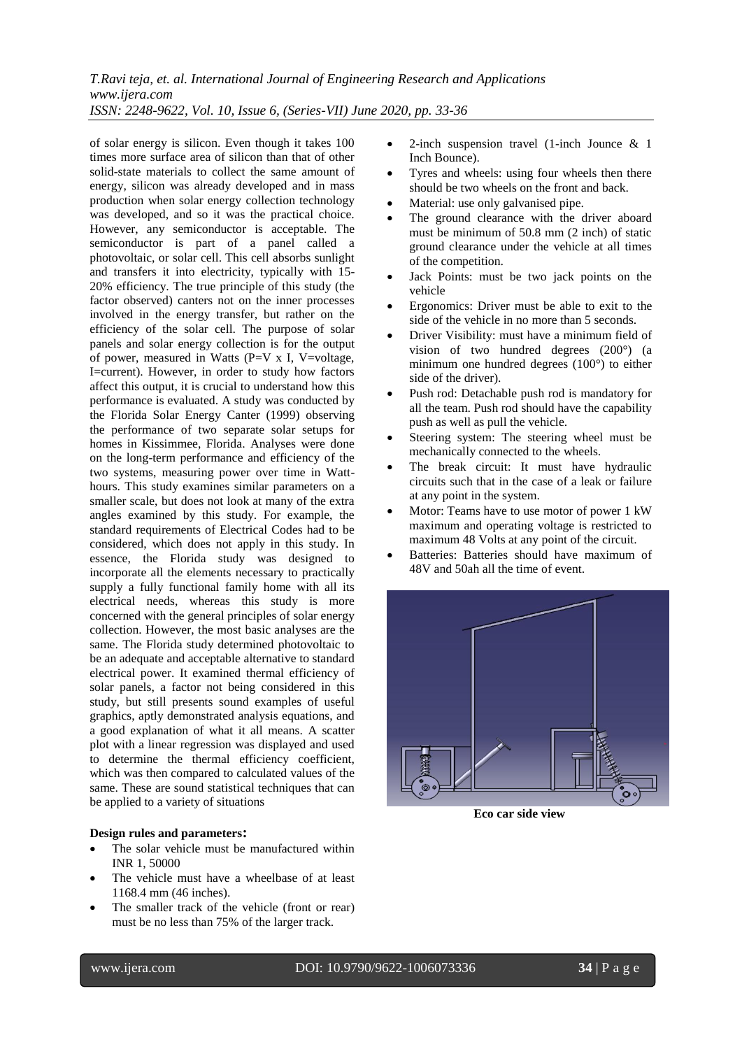of solar energy is silicon. Even though it takes 100 times more surface area of silicon than that of other solid-state materials to collect the same amount of energy, silicon was already developed and in mass production when solar energy collection technology was developed, and so it was the practical choice. However, any semiconductor is acceptable. The semiconductor is part of a panel called a photovoltaic, or solar cell. This cell absorbs sunlight and transfers it into electricity, typically with 15-20% efficiency. The true principle of this study (the factor observed) canters not on the inner processes involved in the energy transfer, but rather on the efficiency of the solar cell. The purpose of solar panels and solar energy collection is for the output of power, measured in Watts (P=V x I, V=voltage, I=current). However, in order to study how factors affect this output, it is crucial to understand how this performance is evaluated. A study was conducted by the Florida Solar Energy Canter (1999) observing the performance of two separate solar setups for homes in Kissimmee, Florida. Analyses were done on the long-term performance and efficiency of the two systems, measuring power over time in Watt-hours. This study examines similar parameters on a smaller scale, but does not look at many of the extra angles examined by this study. For example, the standard requirements of Electrical Codes had to be considered, which does not apply in this study. In essence, the Florida study was designed to incorporate all the elements necessary to practically supply a fully functional family home with all its electrical needs, whereas this study is more concerned with the general principles of solar energy collection. However, the most basic analyses are the same. The Florida study determined photovoltaic to be an adequate and acceptable alternative to standard electrical power. It examined thermal efficiency of solar panels, a factor not being considered in this study, but still presents sound examples of useful graphics, aptly demonstrated analysis equations, and a good explanation of what it all means. A scatter plot with a linear regression was displayed and used to determine the thermal efficiency coefficient, which was then compared to calculated values of the same. These are sound statistical techniques that can be applied to a variety of situations

**Design rules and parameters:**

- The solar vehicle must be manufactured within INR 1, 50000
- The vehicle must have a wheelbase of at least 1168.4 mm (46 inches).
- The smaller track of the vehicle (front or rear) must be no less than 75% of the larger track.
- 2-inch suspension travel (1-inch Jounce & 1 Inch Bounce).
- Tyres and wheels: using four wheels then there should be two wheels on the front and back.
- Material: use only galvanised pipe.
- The ground clearance with the driver aboard must be minimum of 50.8 mm (2 inch) of static ground clearance under the vehicle at all times of the competition.
- Jack Points: must be two jack points on the vehicle
- Ergonomics: Driver must be able to exit to the side of the vehicle in no more than 5 seconds.
- Driver Visibility: must have a minimum field of vision of two hundred degrees (200°) (a minimum one hundred degrees (100°) to either side of the driver).
- Push rod: Detachable push rod is mandatory for all the team. Push rod should have the capability push as well as pull the vehicle.
- Steering system: The steering wheel must be mechanically connected to the wheels.
- The break circuit: It must have hydraulic circuits such that in the case of a leak or failure at any point in the system.
- Motor: Teams have to use motor of power 1 kW maximum and operating voltage is restricted to maximum 48 Volts at any point of the circuit.
- Batteries: Batteries should have maximum of 48V and 50ah all the time of event.

**Eco car side view**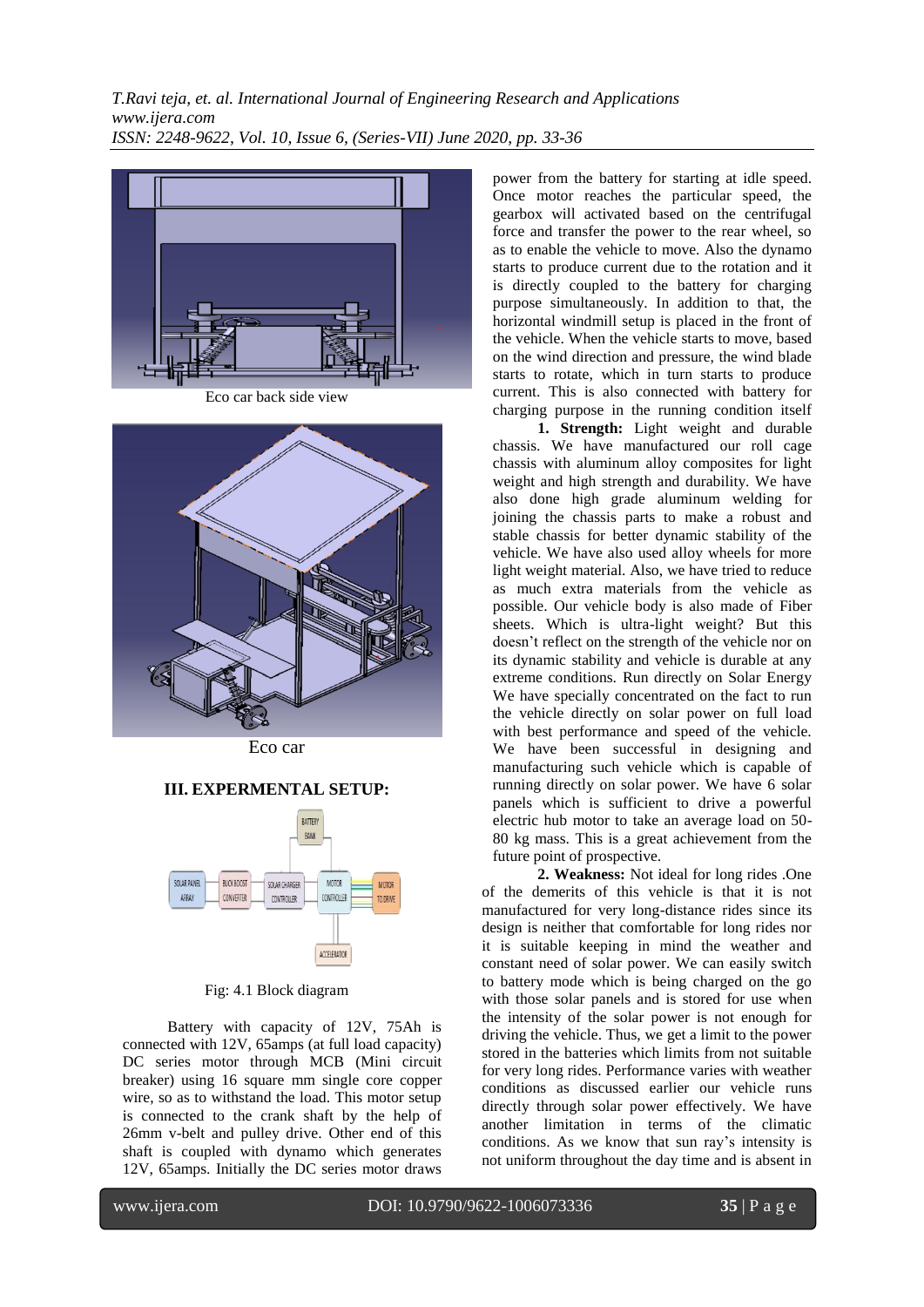Eco car back side view

Eco car

## III. EXPERMENTAL SETUP:

Fig: 4.1 Block diagram

Battery with capacity of 12V, 75Ah is connected with 12V, 65amps (at full load capacity) DC series motor through MCB (Mini circuit breaker) using 16 square mm single core copper wire, so as to withstand the load. This motor setup is connected to the crank shaft by the help of 26mm v-belt and pulley drive. Other end of this shaft is coupled with dynamo which generates 12V, 65amps. Initially the DC series motor draws power from the battery for starting at idle speed. Once motor reaches the particular speed, the gearbox will activated based on the centrifugal force and transfer the power to the rear wheel, so as to enable the vehicle to move. Also the dynamo starts to produce current due to the rotation and it is directly coupled to the battery for charging purpose simultaneously. In addition to that, the horizontal windmill setup is placed in the front of the vehicle. When the vehicle starts to move, based on the wind direction and pressure, the wind blade starts to rotate, which in turn starts to produce current. This is also connected with battery for charging purpose in the running condition itself

**1. Strength:** Light weight and durable chassis. We have manufactured our roll cage chassis with aluminum alloy composites for light weight and high strength and durability. We have also done high grade aluminum welding for joining the chassis parts to make a robust and stable chassis for better dynamic stability of the vehicle. We have also used alloy wheels for more light weight material. Also, we have tried to reduce as much extra materials from the vehicle as possible. Our vehicle body is also made of Fiber sheets. Which is ultra-light weight? But this doesn't reflect on the strength of the vehicle nor on its dynamic stability and vehicle is durable at any extreme conditions. Run directly on Solar Energy We have specially concentrated on the fact to run the vehicle directly on solar power on full load with best performance and speed of the vehicle. We have been successful in designing and manufacturing such vehicle which is capable of running directly on solar power. We have 6 solar panels which is sufficient to drive a powerful electric hub motor to take an average load on 50-80 kg mass. This is a great achievement from the future point of prospective.

**2. Weakness:** Not ideal for long rides .One of the demerits of this vehicle is that it is not manufactured for very long-distance rides since its design is neither that comfortable for long rides nor it is suitable keeping in mind the weather and constant need of solar power. We can easily switch to battery mode which is being charged on the go with those solar panels and is stored for use when the intensity of the solar power is not enough for driving the vehicle. Thus, we get a limit to the power stored in the batteries which limits from not suitable for very long rides. Performance varies with weather conditions as discussed earlier our vehicle runs directly through solar power effectively. We have another limitation in terms of the climatic conditions. As we know that sun ray's intensity is not uniform throughout the day time and is absent in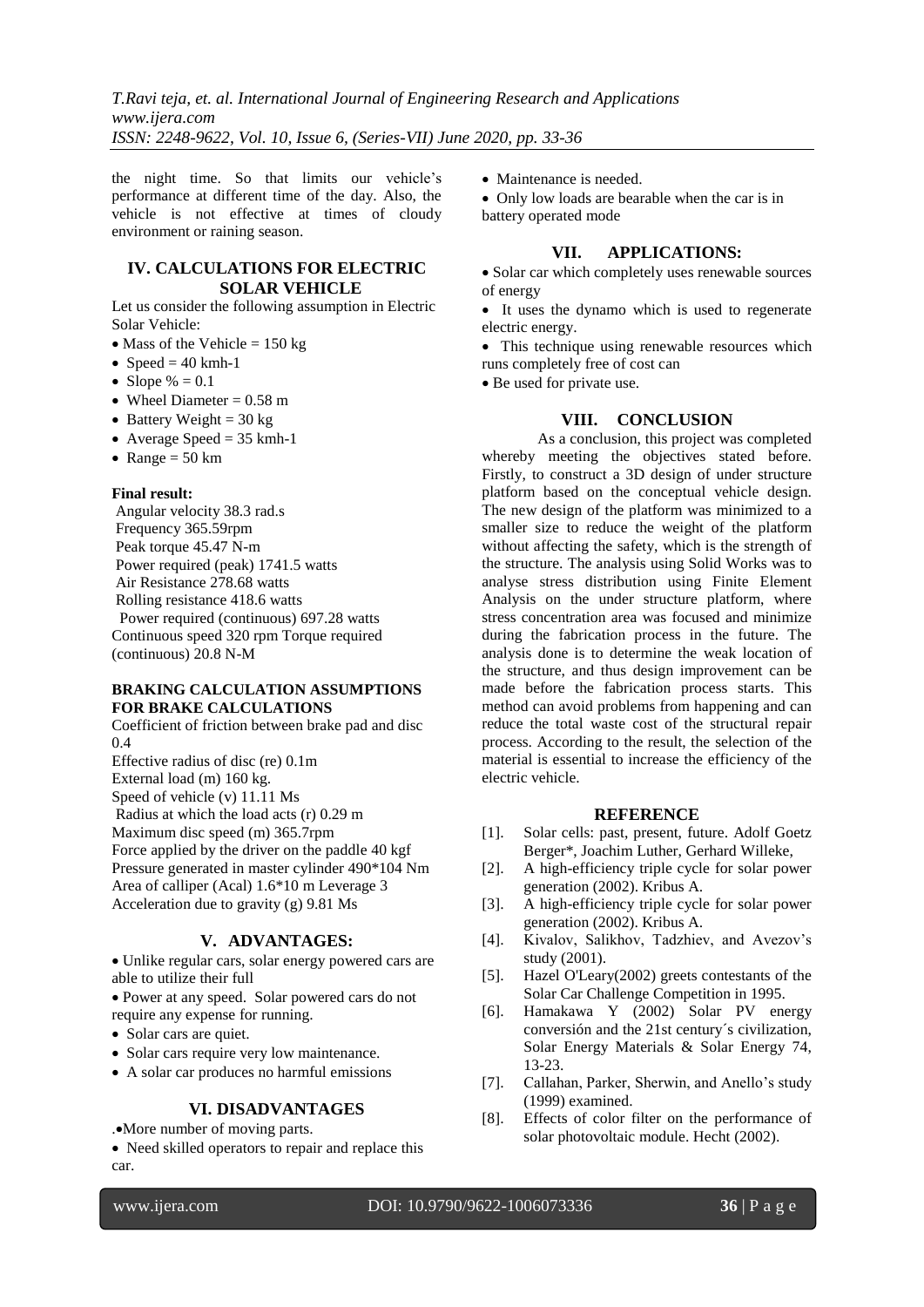the night time. So that limits our vehicle's performance at different time of the day. Also, the vehicle is not effective at times of cloudy environment or raining season.

## IV. CALCULATIONS FOR ELECTRIC SOLAR VEHICLE

Let us consider the following assumption in Electric Solar Vehicle:

- Mass of the Vehicle = 150 kg
- Speed = 40 kmh-1
- Slope % = 0.1
- Wheel Diameter = 0.58 m
- Battery Weight = 30 kg
- Average Speed = 35 kmh-1
- Range = 50 km

**Final result:**

Angular velocity 38.3 rad.s
Frequency 365.59rpm
Peak torque 45.47 N-m
Power required (peak) 1741.5 watts
Air Resistance 278.68 watts
Rolling resistance 418.6 watts
Power required (continuous) 697.28 watts
Continuous speed 320 rpm Torque required (continuous) 20.8 N-M

**BRAKING CALCULATION ASSUMPTIONS FOR BRAKE CALCULATIONS**

Coefficient of friction between brake pad and disc 0.4
Effective radius of disc (re) 0.1m
External load (m) 160 kg.
Speed of vehicle (v) 11.11 Ms
Radius at which the load acts (r) 0.29 m
Maximum disc speed (m) 365.7rpm
Force applied by the driver on the paddle 40 kgf
Pressure generated in master cylinder 490*104 Nm
Area of calliper (Acal) 1.6*10 m Leverage 3
Acceleration due to gravity (g) 9.81 Ms

## V. ADVANTAGES:

- Unlike regular cars, solar energy powered cars are able to utilize their full
- Power at any speed. Solar powered cars do not require any expense for running.
- Solar cars are quiet.
- Solar cars require very low maintenance.
- A solar car produces no harmful emissions

## VI. DISADVANTAGES

- More number of moving parts.
- Need skilled operators to repair and replace this car.
- Maintenance is needed.
- Only low loads are bearable when the car is in battery operated mode

## VII. APPLICATIONS:

- Solar car which completely uses renewable sources of energy
- It uses the dynamo which is used to regenerate electric energy.
- This technique using renewable resources which runs completely free of cost can
- Be used for private use.

## VIII. CONCLUSION

As a conclusion, this project was completed whereby meeting the objectives stated before. Firstly, to construct a 3D design of under structure platform based on the conceptual vehicle design. The new design of the platform was minimized to a smaller size to reduce the weight of the platform without affecting the safety, which is the strength of the structure. The analysis using Solid Works was to analyse stress distribution using Finite Element Analysis on the under structure platform, where stress concentration area was focused and minimize during the fabrication process in the future. The analysis done is to determine the weak location of the structure, and thus design improvement can be made before the fabrication process starts. This method can avoid problems from happening and can reduce the total waste cost of the structural repair process. According to the result, the selection of the material is essential to increase the efficiency of the electric vehicle.

## REFERENCE

[1]. Solar cells: past, present, future. Adolf Goetz Berger*, Joachim Luther, Gerhard Willeke,
[2]. A high-efficiency triple cycle for solar power generation (2002). Kribus A.
[3]. A high-efficiency triple cycle for solar power generation (2002). Kribus A.
[4]. Kivalov, Salikhov, Tadzhiev, and Avezov's study (2001).
[5]. Hazel O'Leary(2002) greets contestants of the Solar Car Challenge Competition in 1995.
[6]. Hamakawa Y (2002) Solar PV energy conversión and the 21st century´s civilization, Solar Energy Materials & Solar Energy 74, 13-23.
[7]. Callahan, Parker, Sherwin, and Anello's study (1999) examined.
[8]. Effects of color filter on the performance of solar photovoltaic module. Hecht (2002).